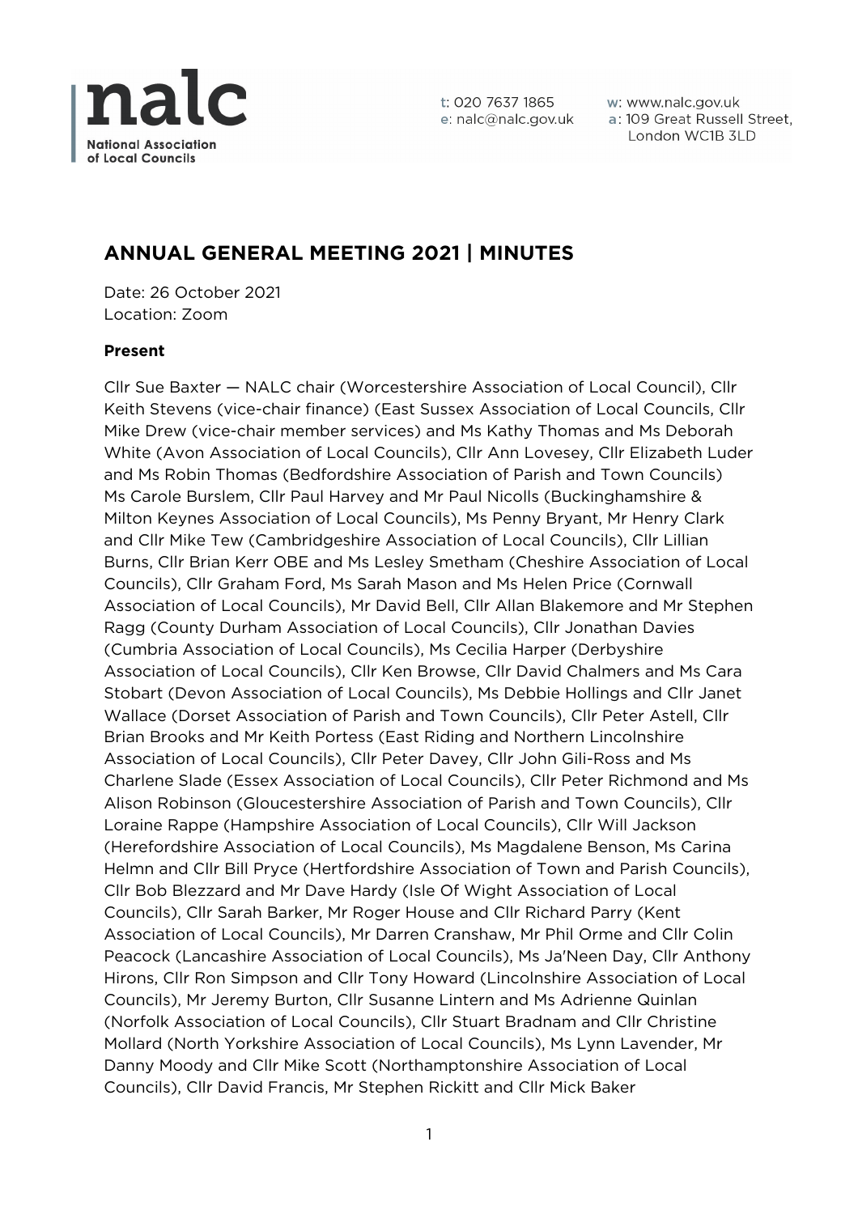nalc
National Association of Local Councils

t: 020 7637 1865
e: nalc@nalc.gov.uk
w: www.nalc.gov.uk
a: 109 Great Russell Street, London WC1B 3LD

# ANNUAL GENERAL MEETING 2021 | MINUTES

Date: 26 October 2021
Location: Zoom

**Present**

Cllr Sue Baxter — NALC chair (Worcestershire Association of Local Council), Cllr Keith Stevens (vice-chair finance) (East Sussex Association of Local Councils, Cllr Mike Drew (vice-chair member services) and Ms Kathy Thomas and Ms Deborah White (Avon Association of Local Councils), Cllr Ann Lovesey, Cllr Elizabeth Luder and Ms Robin Thomas (Bedfordshire Association of Parish and Town Councils) Ms Carole Burslem, Cllr Paul Harvey and Mr Paul Nicolls (Buckinghamshire & Milton Keynes Association of Local Councils), Ms Penny Bryant, Mr Henry Clark and Cllr Mike Tew (Cambridgeshire Association of Local Councils), Cllr Lillian Burns, Cllr Brian Kerr OBE and Ms Lesley Smetham (Cheshire Association of Local Councils), Cllr Graham Ford, Ms Sarah Mason and Ms Helen Price (Cornwall Association of Local Councils), Mr David Bell, Cllr Allan Blakemore and Mr Stephen Ragg (County Durham Association of Local Councils), Cllr Jonathan Davies (Cumbria Association of Local Councils), Ms Cecilia Harper (Derbyshire Association of Local Councils), Cllr Ken Browse, Cllr David Chalmers and Ms Cara Stobart (Devon Association of Local Councils), Ms Debbie Hollings and Cllr Janet Wallace (Dorset Association of Parish and Town Councils), Cllr Peter Astell, Cllr Brian Brooks and Mr Keith Portess (East Riding and Northern Lincolnshire Association of Local Councils), Cllr Peter Davey, Cllr John Gili-Ross and Ms Charlene Slade (Essex Association of Local Councils), Cllr Peter Richmond and Ms Alison Robinson (Gloucestershire Association of Parish and Town Councils), Cllr Loraine Rappe (Hampshire Association of Local Councils), Cllr Will Jackson (Herefordshire Association of Local Councils), Ms Magdalene Benson, Ms Carina Helmn and Cllr Bill Pryce (Hertfordshire Association of Town and Parish Councils), Cllr Bob Blezzard and Mr Dave Hardy (Isle Of Wight Association of Local Councils), Cllr Sarah Barker, Mr Roger House and Cllr Richard Parry (Kent Association of Local Councils), Mr Darren Cranshaw, Mr Phil Orme and Cllr Colin Peacock (Lancashire Association of Local Councils), Ms Ja'Neen Day, Cllr Anthony Hirons, Cllr Ron Simpson and Cllr Tony Howard (Lincolnshire Association of Local Councils), Mr Jeremy Burton, Cllr Susanne Lintern and Ms Adrienne Quinlan (Norfolk Association of Local Councils), Cllr Stuart Bradnam and Cllr Christine Mollard (North Yorkshire Association of Local Councils), Ms Lynn Lavender, Mr Danny Moody and Cllr Mike Scott (Northamptonshire Association of Local Councils), Cllr David Francis, Mr Stephen Rickitt and Cllr Mick Baker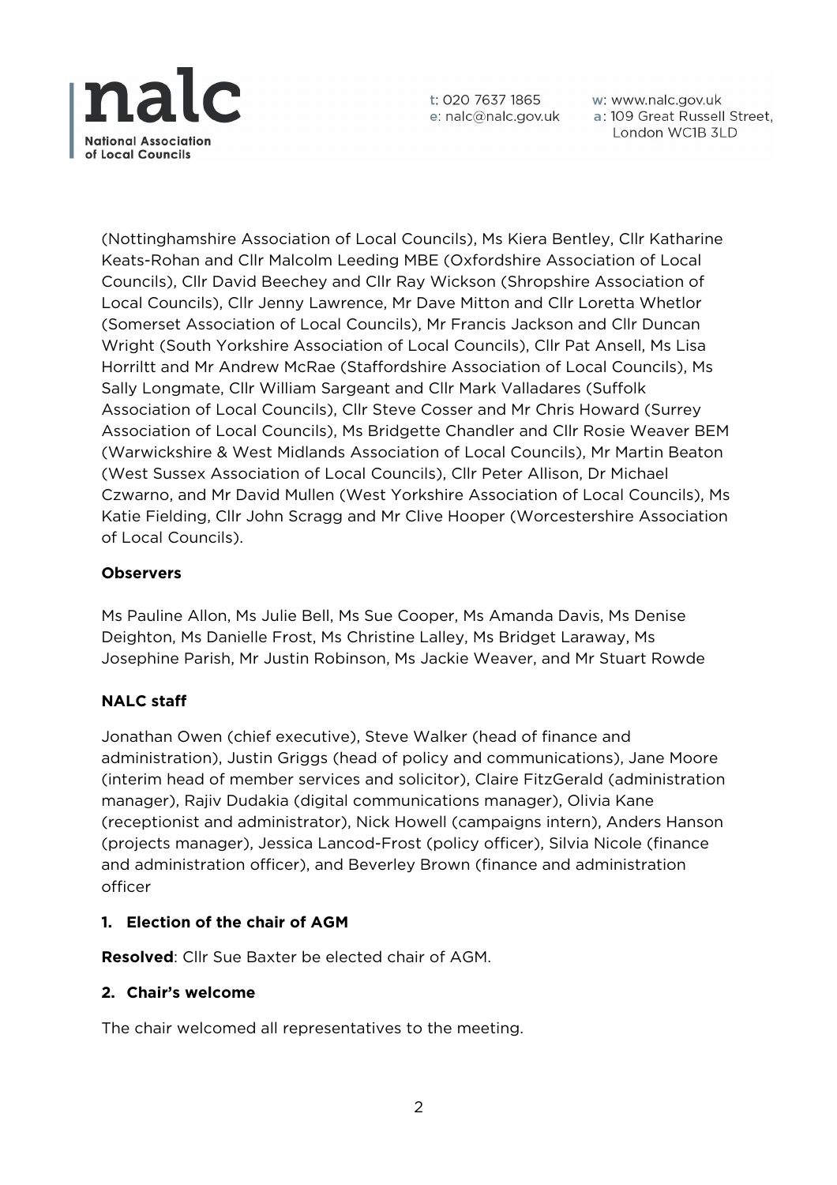(Nottinghamshire Association of Local Councils), Ms Kiera Bentley, Cllr Katharine Keats-Rohan and Cllr Malcolm Leeding MBE (Oxfordshire Association of Local Councils), Cllr David Beechey and Cllr Ray Wickson (Shropshire Association of Local Councils), Cllr Jenny Lawrence, Mr Dave Mitton and Cllr Loretta Whetlor (Somerset Association of Local Councils), Mr Francis Jackson and Cllr Duncan Wright (South Yorkshire Association of Local Councils), Cllr Pat Ansell, Ms Lisa Horriltt and Mr Andrew McRae (Staffordshire Association of Local Councils), Ms Sally Longmate, Cllr William Sargeant and Cllr Mark Valladares (Suffolk Association of Local Councils), Cllr Steve Cosser and Mr Chris Howard (Surrey Association of Local Councils), Ms Bridgette Chandler and Cllr Rosie Weaver BEM (Warwickshire & West Midlands Association of Local Councils), Mr Martin Beaton (West Sussex Association of Local Councils), Cllr Peter Allison, Dr Michael Czwarno, and Mr David Mullen (West Yorkshire Association of Local Councils), Ms Katie Fielding, Cllr John Scragg and Mr Clive Hooper (Worcestershire Association of Local Councils).

**Observers**

Ms Pauline Allon, Ms Julie Bell, Ms Sue Cooper, Ms Amanda Davis, Ms Denise Deighton, Ms Danielle Frost, Ms Christine Lalley, Ms Bridget Laraway, Ms Josephine Parish, Mr Justin Robinson, Ms Jackie Weaver, and Mr Stuart Rowde

**NALC staff**

Jonathan Owen (chief executive), Steve Walker (head of finance and administration), Justin Griggs (head of policy and communications), Jane Moore (interim head of member services and solicitor), Claire FitzGerald (administration manager), Rajiv Dudakia (digital communications manager), Olivia Kane (receptionist and administrator), Nick Howell (campaigns intern), Anders Hanson (projects manager), Jessica Lancod-Frost (policy officer), Silvia Nicole (finance and administration officer), and Beverley Brown (finance and administration officer

1. **Election of the chair of AGM**

**Resolved**: Cllr Sue Baxter be elected chair of AGM.

2. **Chair's welcome**

The chair welcomed all representatives to the meeting.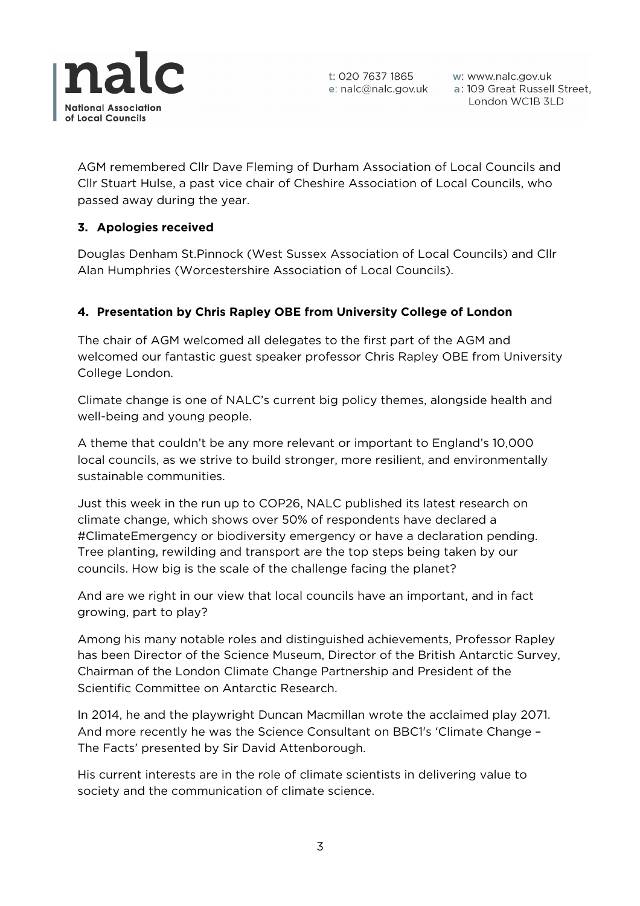AGM remembered Cllr Dave Fleming of Durham Association of Local Councils and Cllr Stuart Hulse, a past vice chair of Cheshire Association of Local Councils, who passed away during the year.

### 3. Apologies received

Douglas Denham St.Pinnock (West Sussex Association of Local Councils) and Cllr Alan Humphries (Worcestershire Association of Local Councils).

### 4. Presentation by Chris Rapley OBE from University College of London

The chair of AGM welcomed all delegates to the first part of the AGM and welcomed our fantastic guest speaker professor Chris Rapley OBE from University College London.

Climate change is one of NALC's current big policy themes, alongside health and well-being and young people.

A theme that couldn't be any more relevant or important to England's 10,000 local councils, as we strive to build stronger, more resilient, and environmentally sustainable communities.

Just this week in the run up to COP26, NALC published its latest research on climate change, which shows over 50% of respondents have declared a #ClimateEmergency or biodiversity emergency or have a declaration pending. Tree planting, rewilding and transport are the top steps being taken by our councils. How big is the scale of the challenge facing the planet?

And are we right in our view that local councils have an important, and in fact growing, part to play?

Among his many notable roles and distinguished achievements, Professor Rapley has been Director of the Science Museum, Director of the British Antarctic Survey, Chairman of the London Climate Change Partnership and President of the Scientific Committee on Antarctic Research.

In 2014, he and the playwright Duncan Macmillan wrote the acclaimed play 2071. And more recently he was the Science Consultant on BBC1's 'Climate Change – The Facts' presented by Sir David Attenborough.

His current interests are in the role of climate scientists in delivering value to society and the communication of climate science.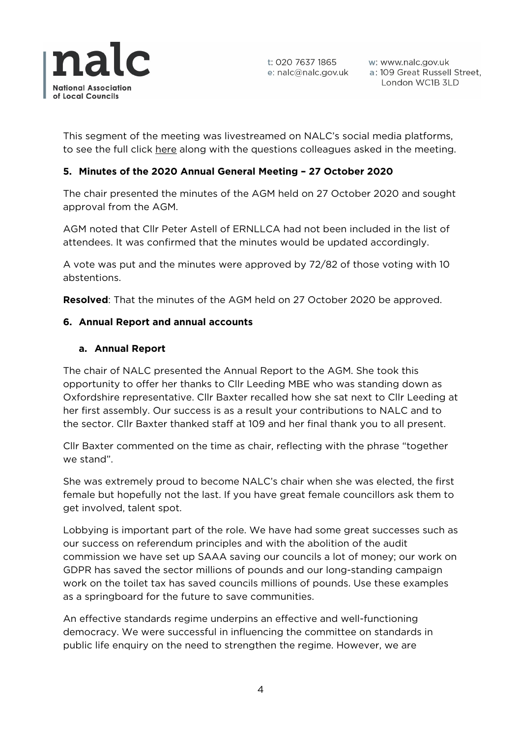This segment of the meeting was livestreamed on NALC's social media platforms, to see the full click here along with the questions colleagues asked in the meeting.

## 5. Minutes of the 2020 Annual General Meeting – 27 October 2020

The chair presented the minutes of the AGM held on 27 October 2020 and sought approval from the AGM.

AGM noted that Cllr Peter Astell of ERNLLCA had not been included in the list of attendees. It was confirmed that the minutes would be updated accordingly.

A vote was put and the minutes were approved by 72/82 of those voting with 10 abstentions.

**Resolved**: That the minutes of the AGM held on 27 October 2020 be approved.

## 6. Annual Report and annual accounts

### a. Annual Report

The chair of NALC presented the Annual Report to the AGM. She took this opportunity to offer her thanks to Cllr Leeding MBE who was standing down as Oxfordshire representative. Cllr Baxter recalled how she sat next to Cllr Leeding at her first assembly. Our success is as a result your contributions to NALC and to the sector. Cllr Baxter thanked staff at 109 and her final thank you to all present.

Cllr Baxter commented on the time as chair, reflecting with the phrase "together we stand".

She was extremely proud to become NALC's chair when she was elected, the first female but hopefully not the last. If you have great female councillors ask them to get involved, talent spot.

Lobbying is important part of the role. We have had some great successes such as our success on referendum principles and with the abolition of the audit commission we have set up SAAA saving our councils a lot of money; our work on GDPR has saved the sector millions of pounds and our long-standing campaign work on the toilet tax has saved councils millions of pounds. Use these examples as a springboard for the future to save communities.

An effective standards regime underpins an effective and well-functioning democracy. We were successful in influencing the committee on standards in public life enquiry on the need to strengthen the regime. However, we are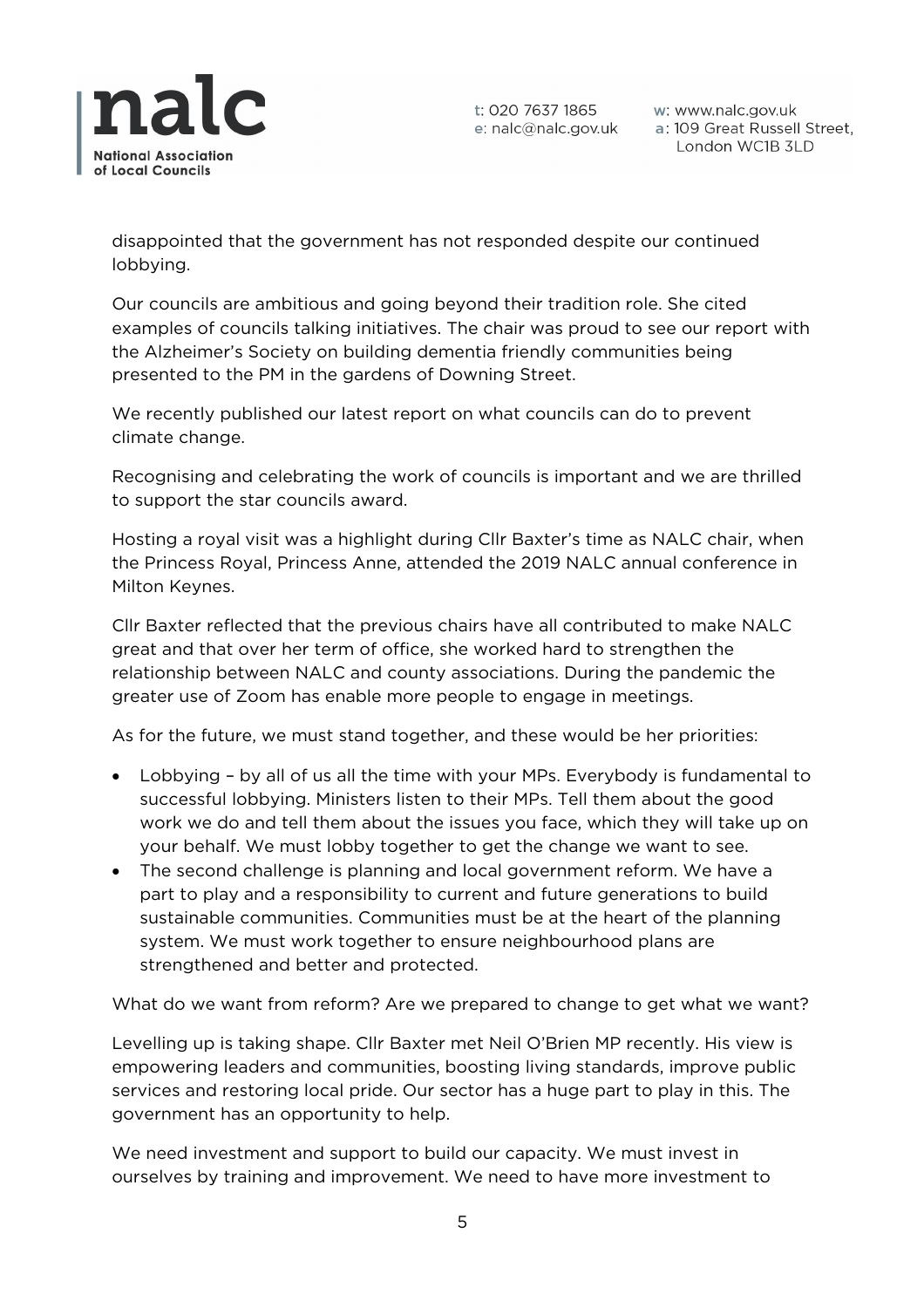disappointed that the government has not responded despite our continued lobbying.

Our councils are ambitious and going beyond their tradition role. She cited examples of councils talking initiatives. The chair was proud to see our report with the Alzheimer's Society on building dementia friendly communities being presented to the PM in the gardens of Downing Street.

We recently published our latest report on what councils can do to prevent climate change.

Recognising and celebrating the work of councils is important and we are thrilled to support the star councils award.

Hosting a royal visit was a highlight during Cllr Baxter's time as NALC chair, when the Princess Royal, Princess Anne, attended the 2019 NALC annual conference in Milton Keynes.

Cllr Baxter reflected that the previous chairs have all contributed to make NALC great and that over her term of office, she worked hard to strengthen the relationship between NALC and county associations. During the pandemic the greater use of Zoom has enable more people to engage in meetings.

As for the future, we must stand together, and these would be her priorities:

- Lobbying – by all of us all the time with your MPs. Everybody is fundamental to successful lobbying. Ministers listen to their MPs. Tell them about the good work we do and tell them about the issues you face, which they will take up on your behalf. We must lobby together to get the change we want to see.
- The second challenge is planning and local government reform. We have a part to play and a responsibility to current and future generations to build sustainable communities. Communities must be at the heart of the planning system. We must work together to ensure neighbourhood plans are strengthened and better and protected.

What do we want from reform? Are we prepared to change to get what we want?

Levelling up is taking shape. Cllr Baxter met Neil O'Brien MP recently. His view is empowering leaders and communities, boosting living standards, improve public services and restoring local pride. Our sector has a huge part to play in this. The government has an opportunity to help.

We need investment and support to build our capacity. We must invest in ourselves by training and improvement. We need to have more investment to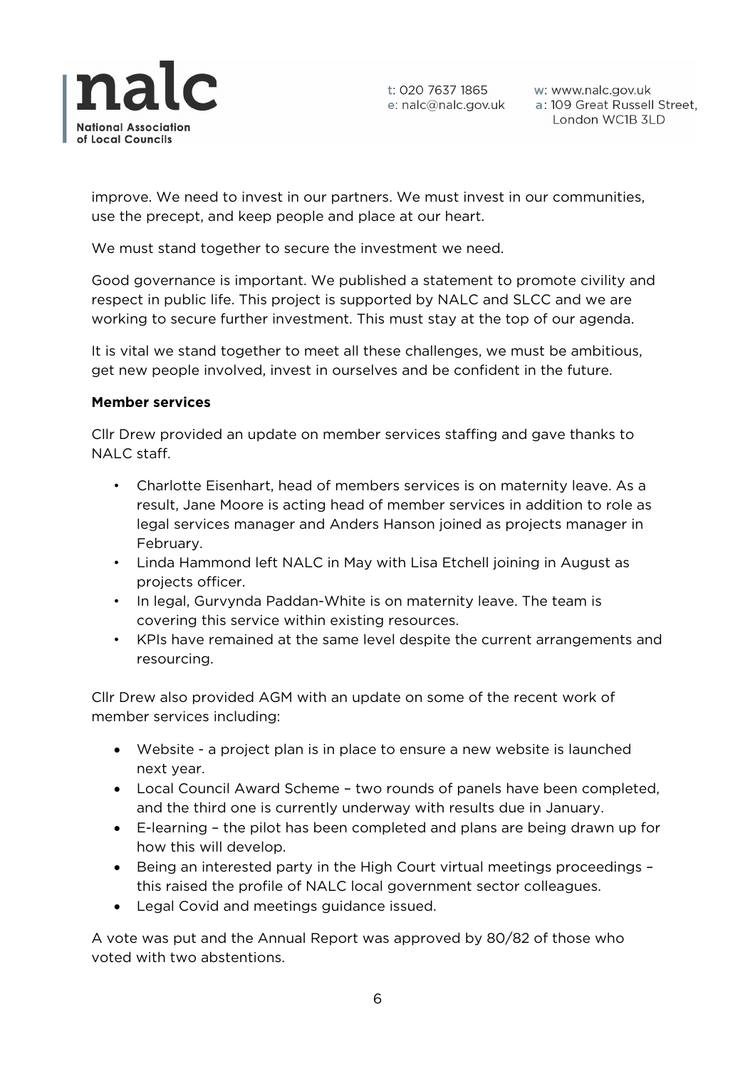improve. We need to invest in our partners. We must invest in our communities, use the precept, and keep people and place at our heart.

We must stand together to secure the investment we need.

Good governance is important. We published a statement to promote civility and respect in public life. This project is supported by NALC and SLCC and we are working to secure further investment. This must stay at the top of our agenda.

It is vital we stand together to meet all these challenges, we must be ambitious, get new people involved, invest in ourselves and be confident in the future.

**Member services**

Cllr Drew provided an update on member services staffing and gave thanks to NALC staff.

- Charlotte Eisenhart, head of members services is on maternity leave. As a result, Jane Moore is acting head of member services in addition to role as legal services manager and Anders Hanson joined as projects manager in February.
- Linda Hammond left NALC in May with Lisa Etchell joining in August as projects officer.
- In legal, Gurvynda Paddan-White is on maternity leave. The team is covering this service within existing resources.
- KPIs have remained at the same level despite the current arrangements and resourcing.

Cllr Drew also provided AGM with an update on some of the recent work of member services including:

- Website - a project plan is in place to ensure a new website is launched next year.
- Local Council Award Scheme – two rounds of panels have been completed, and the third one is currently underway with results due in January.
- E-learning – the pilot has been completed and plans are being drawn up for how this will develop.
- Being an interested party in the High Court virtual meetings proceedings – this raised the profile of NALC local government sector colleagues.
- Legal Covid and meetings guidance issued.

A vote was put and the Annual Report was approved by 80/82 of those who voted with two abstentions.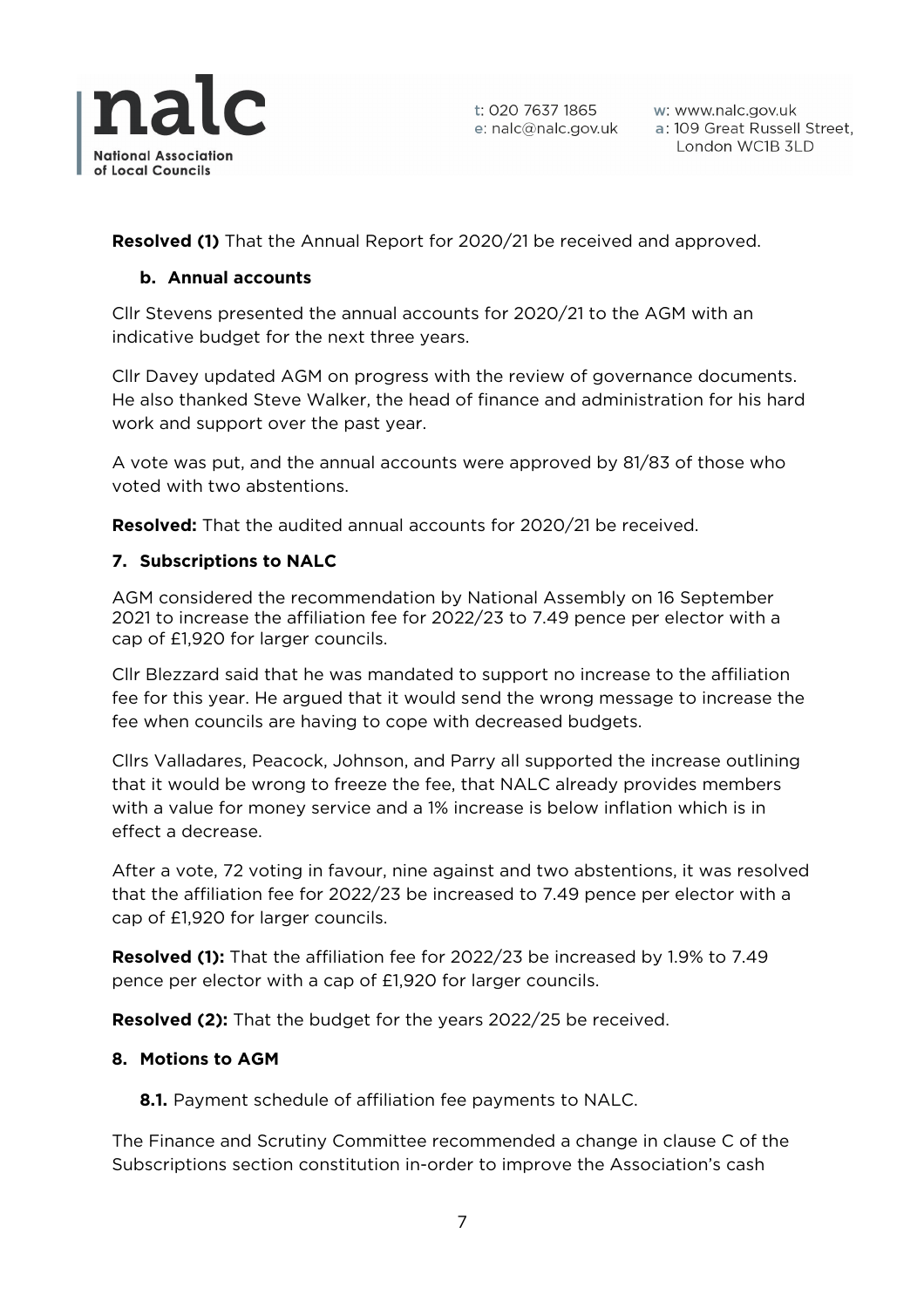**Resolved (1)** That the Annual Report for 2020/21 be received and approved.

### b. Annual accounts

Cllr Stevens presented the annual accounts for 2020/21 to the AGM with an indicative budget for the next three years.

Cllr Davey updated AGM on progress with the review of governance documents. He also thanked Steve Walker, the head of finance and administration for his hard work and support over the past year.

A vote was put, and the annual accounts were approved by 81/83 of those who voted with two abstentions.

**Resolved:** That the audited annual accounts for 2020/21 be received.

### 7. Subscriptions to NALC

AGM considered the recommendation by National Assembly on 16 September 2021 to increase the affiliation fee for 2022/23 to 7.49 pence per elector with a cap of £1,920 for larger councils.

Cllr Blezzard said that he was mandated to support no increase to the affiliation fee for this year. He argued that it would send the wrong message to increase the fee when councils are having to cope with decreased budgets.

Cllrs Valladares, Peacock, Johnson, and Parry all supported the increase outlining that it would be wrong to freeze the fee, that NALC already provides members with a value for money service and a 1% increase is below inflation which is in effect a decrease.

After a vote, 72 voting in favour, nine against and two abstentions, it was resolved that the affiliation fee for 2022/23 be increased to 7.49 pence per elector with a cap of £1,920 for larger councils.

**Resolved (1):** That the affiliation fee for 2022/23 be increased by 1.9% to 7.49 pence per elector with a cap of £1,920 for larger councils.

**Resolved (2):** That the budget for the years 2022/25 be received.

### 8. Motions to AGM

**8.1.** Payment schedule of affiliation fee payments to NALC.

The Finance and Scrutiny Committee recommended a change in clause C of the Subscriptions section constitution in-order to improve the Association's cash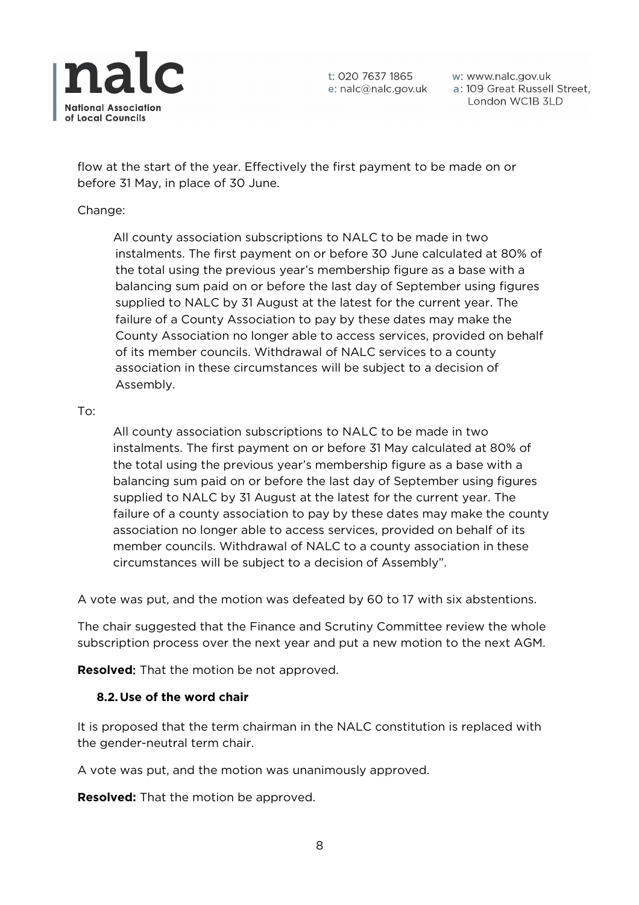flow at the start of the year. Effectively the first payment to be made on or before 31 May, in place of 30 June.

Change:

> All county association subscriptions to NALC to be made in two instalments. The first payment on or before 30 June calculated at 80% of the total using the previous year's membership figure as a base with a balancing sum paid on or before the last day of September using figures supplied to NALC by 31 August at the latest for the current year. The failure of a County Association to pay by these dates may make the County Association no longer able to access services, provided on behalf of its member councils. Withdrawal of NALC services to a county association in these circumstances will be subject to a decision of Assembly.

To:

> All county association subscriptions to NALC to be made in two instalments. The first payment on or before 31 May calculated at 80% of the total using the previous year's membership figure as a base with a balancing sum paid on or before the last day of September using figures supplied to NALC by 31 August at the latest for the current year. The failure of a county association to pay by these dates may make the county association no longer able to access services, provided on behalf of its member councils. Withdrawal of NALC to a county association in these circumstances will be subject to a decision of Assembly".

A vote was put, and the motion was defeated by 60 to 17 with six abstentions.

The chair suggested that the Finance and Scrutiny Committee review the whole subscription process over the next year and put a new motion to the next AGM.

**Resolved:** That the motion be not approved.

### 8.2. Use of the word chair

It is proposed that the term chairman in the NALC constitution is replaced with the gender-neutral term chair.

A vote was put, and the motion was unanimously approved.

**Resolved:** That the motion be approved.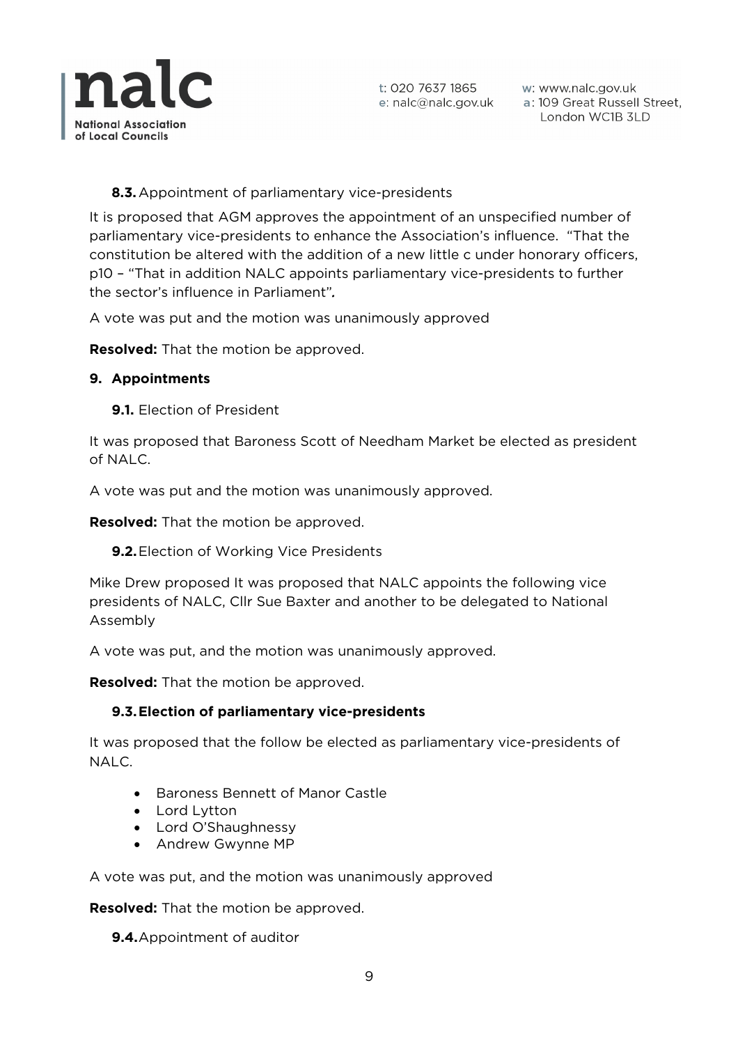**8.3.** Appointment of parliamentary vice-presidents

It is proposed that AGM approves the appointment of an unspecified number of parliamentary vice-presidents to enhance the Association's influence. "That the constitution be altered with the addition of a new little c under honorary officers, p10 – "That in addition NALC appoints parliamentary vice-presidents to further the sector's influence in Parliament"*.*

A vote was put and the motion was unanimously approved

**Resolved:** That the motion be approved.

**9. Appointments**

**9.1.** Election of President

It was proposed that Baroness Scott of Needham Market be elected as president of NALC.

A vote was put and the motion was unanimously approved.

**Resolved:** That the motion be approved.

**9.2.** Election of Working Vice Presidents

Mike Drew proposed It was proposed that NALC appoints the following vice presidents of NALC, Cllr Sue Baxter and another to be delegated to National Assembly

A vote was put, and the motion was unanimously approved.

**Resolved:** That the motion be approved.

**9.3. Election of parliamentary vice-presidents**

It was proposed that the follow be elected as parliamentary vice-presidents of NALC.

- Baroness Bennett of Manor Castle
- Lord Lytton
- Lord O'Shaughnessy
- Andrew Gwynne MP

A vote was put, and the motion was unanimously approved

**Resolved:** That the motion be approved.

**9.4.** Appointment of auditor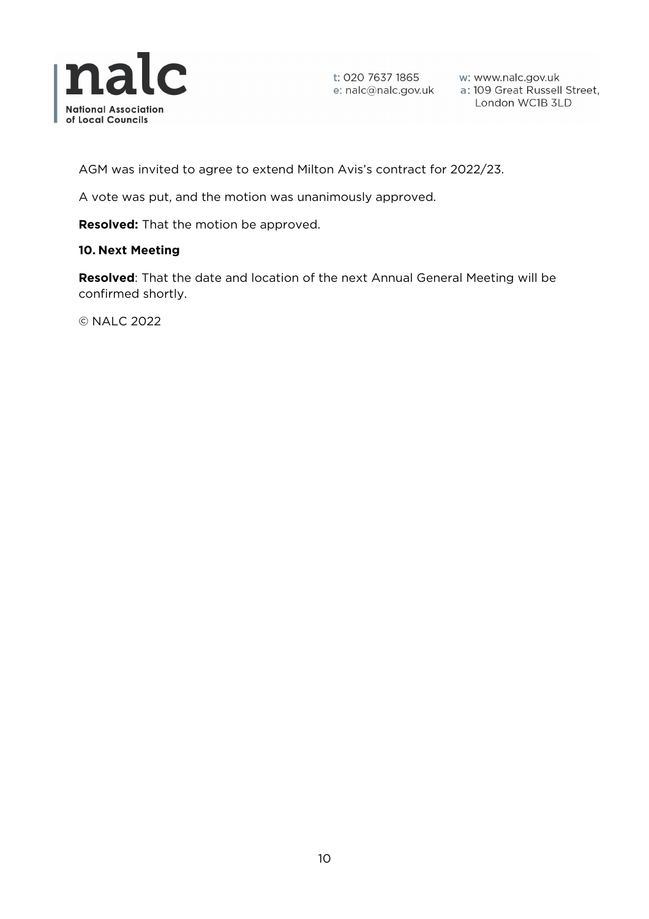AGM was invited to agree to extend Milton Avis's contract for 2022/23.

A vote was put, and the motion was unanimously approved.

**Resolved:** That the motion be approved.

### 10. Next Meeting

**Resolved**: That the date and location of the next Annual General Meeting will be confirmed shortly.

© NALC 2022